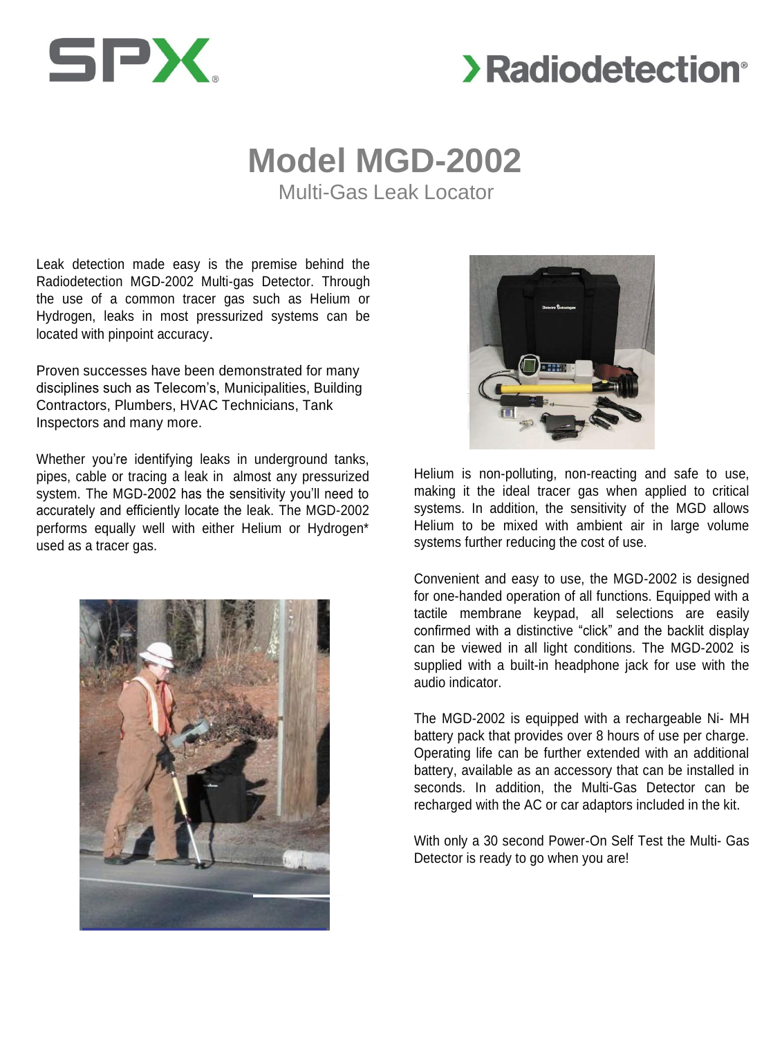SPX

Radiodetection

# Model MGD-2002

## Multi-Gas Leak Locator

Leak detection made easy is the premise behind the Radiodetection MGD-2002 Multi-gas Detector. Through the use of a common tracer gas such as Helium or Hydrogen, leaks in most pressurized systems can be located with pinpoint accuracy.

Proven successes have been demonstrated for many disciplines such as Telecom's, Municipalities, Building Contractors, Plumbers, HVAC Technicians, Tank Inspectors and many more.

Whether you're identifying leaks in underground tanks, pipes, cable or tracing a leak in almost any pressurized system. The MGD-2002 has the sensitivity you'll need to accurately and efficiently locate the leak. The MGD-2002 performs equally well with either Helium or Hydrogen* used as a tracer gas.

Helium is non-polluting, non-reacting and safe to use, making it the ideal tracer gas when applied to critical systems. In addition, the sensitivity of the MGD allows Helium to be mixed with ambient air in large volume systems further reducing the cost of use.

Convenient and easy to use, the MGD-2002 is designed for one-handed operation of all functions. Equipped with a tactile membrane keypad, all selections are easily confirmed with a distinctive "click" and the backlit display can be viewed in all light conditions. The MGD-2002 is supplied with a built-in headphone jack for use with the audio indicator.

The MGD-2002 is equipped with a rechargeable Ni- MH battery pack that provides over 8 hours of use per charge. Operating life can be further extended with an additional battery, available as an accessory that can be installed in seconds. In addition, the Multi-Gas Detector can be recharged with the AC or car adaptors included in the kit.

With only a 30 second Power-On Self Test the Multi- Gas Detector is ready to go when you are!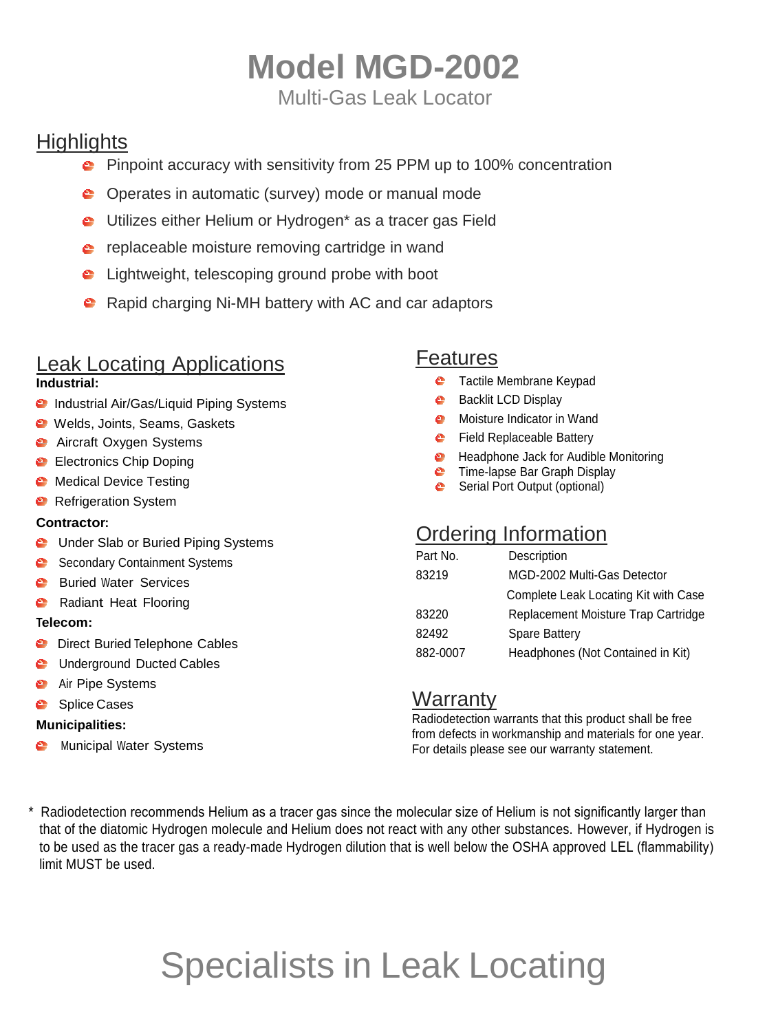# Model MGD-2002

Multi-Gas Leak Locator

## Highlights

- Pinpoint accuracy with sensitivity from 25 PPM up to 100% concentration
- Operates in automatic (survey) mode or manual mode
- Utilizes either Helium or Hydrogen* as a tracer gas Field
- replaceable moisture removing cartridge in wand
- Lightweight, telescoping ground probe with boot
- Rapid charging Ni-MH battery with AC and car adaptors

## Leak Locating Applications

**Industrial:**

- Industrial Air/Gas/Liquid Piping Systems
- Welds, Joints, Seams, Gaskets
- Aircraft Oxygen Systems
- Electronics Chip Doping
- Medical Device Testing
- Refrigeration System

**Contractor:**

- Under Slab or Buried Piping Systems
- Secondary Containment Systems
- Buried Water Services
- Radiant Heat Flooring

**Telecom:**

- Direct Buried Telephone Cables
- Underground Ducted Cables
- Air Pipe Systems
- Splice Cases

**Municipalities:**

- Municipal Water Systems

## Features

- Tactile Membrane Keypad
- Backlit LCD Display
- Moisture Indicator in Wand
- Field Replaceable Battery
- Headphone Jack for Audible Monitoring
- Time-lapse Bar Graph Display
- Serial Port Output (optional)

## Ordering Information

| Part No. | Description |
|---|---|
| 83219 | MGD-2002 Multi-Gas Detector Complete Leak Locating Kit with Case |
| 83220 | Replacement Moisture Trap Cartridge |
| 82492 | Spare Battery |
| 882-0007 | Headphones (Not Contained in Kit) |

## Warranty

Radiodetection warrants that this product shall be free from defects in workmanship and materials for one year. For details please see our warranty statement.

\* Radiodetection recommends Helium as a tracer gas since the molecular size of Helium is not significantly larger than that of the diatomic Hydrogen molecule and Helium does not react with any other substances. However, if Hydrogen is to be used as the tracer gas a ready-made Hydrogen dilution that is well below the OSHA approved LEL (flammability) limit MUST be used.

Specialists in Leak Locating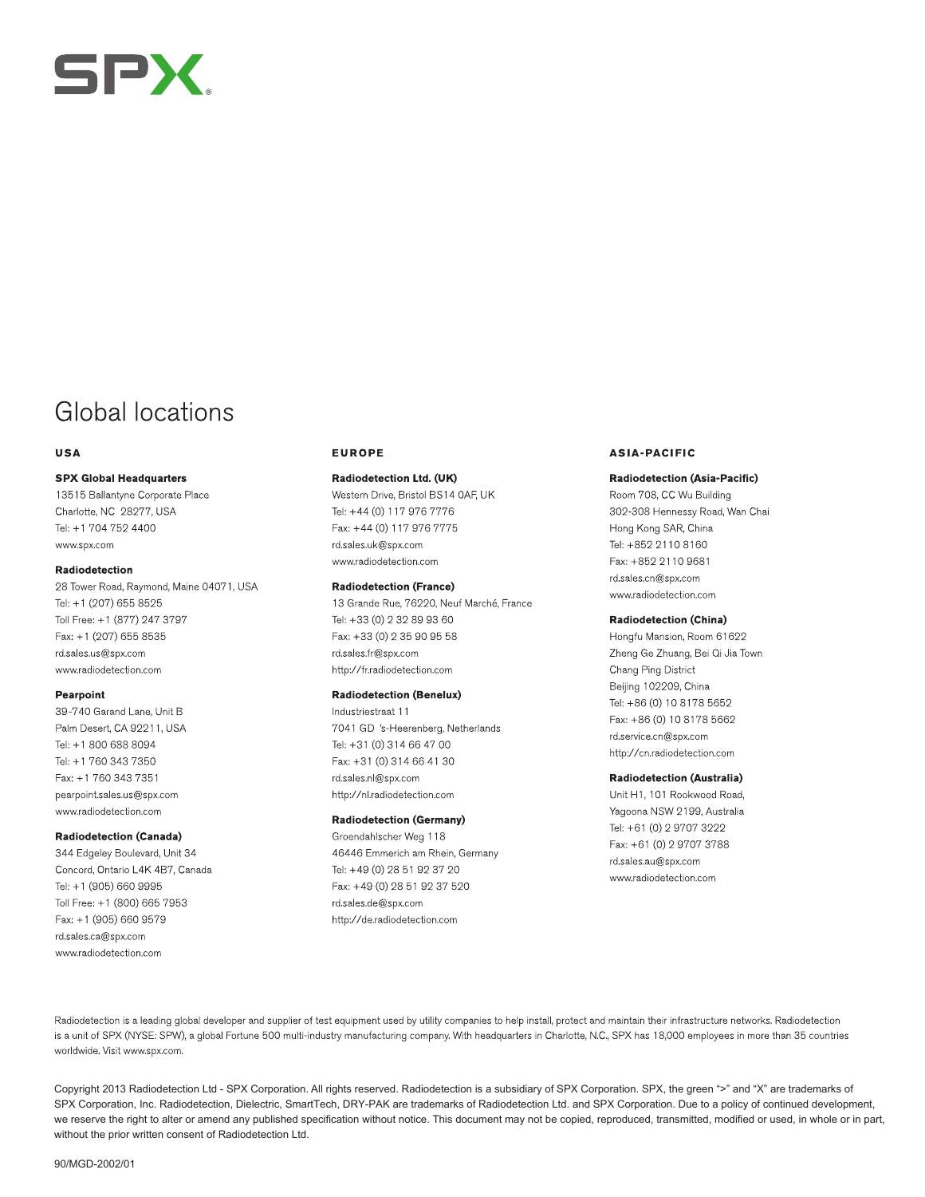SPX

# Global locations

## USA

**SPX Global Headquarters**
13515 Ballantyne Corporate Place
Charlotte, NC 28277, USA
Tel: +1 704 752 4400
www.spx.com

**Radiodetection**
28 Tower Road, Raymond, Maine 04071, USA
Tel: +1 (207) 655 8525
Toll Free: +1 (877) 247 3797
Fax: +1 (207) 655 8535
rd.sales.us@spx.com
www.radiodetection.com

**Pearpoint**
39-740 Garand Lane, Unit B
Palm Desert, CA 92211, USA
Tel: +1 800 688 8094
Tel: +1 760 343 7350
Fax: +1 760 343 7351
pearpoint.sales.us@spx.com
www.radiodetection.com

**Radiodetection (Canada)**
344 Edgeley Boulevard, Unit 34
Concord, Ontario L4K 4B7, Canada
Tel: +1 (905) 660 9995
Toll Free: +1 (800) 665 7953
Fax: +1 (905) 660 9579
rd.sales.ca@spx.com
www.radiodetection.com

## EUROPE

**Radiodetection Ltd. (UK)**
Western Drive, Bristol BS14 0AF, UK
Tel: +44 (0) 117 976 7776
Fax: +44 (0) 117 976 7775
rd.sales.uk@spx.com
www.radiodetection.com

**Radiodetection (France)**
13 Grande Rue, 76220, Neuf Marché, France
Tel: +33 (0) 2 32 89 93 60
Fax: +33 (0) 2 35 90 95 58
rd.sales.fr@spx.com
http://fr.radiodetection.com

**Radiodetection (Benelux)**
Industriestraat 11
7041 GD 's-Heerenberg, Netherlands
Tel: +31 (0) 314 66 47 00
Fax: +31 (0) 314 66 41 30
rd.sales.nl@spx.com
http://nl.radiodetection.com

**Radiodetection (Germany)**
Groendahlscher Weg 118
46446 Emmerich am Rhein, Germany
Tel: +49 (0) 28 51 92 37 20
Fax: +49 (0) 28 51 92 37 520
rd.sales.de@spx.com
http://de.radiodetection.com

## ASIA-PACIFIC

**Radiodetection (Asia-Pacific)**
Room 708, CC Wu Building
302-308 Hennessy Road, Wan Chai
Hong Kong SAR, China
Tel: +852 2110 8160
Fax: +852 2110 9681
rd.sales.cn@spx.com
www.radiodetection.com

**Radiodetection (China)**
Hongfu Mansion, Room 61622
Zheng Ge Zhuang, Bei Qi Jia Town
Chang Ping District
Beijing 102209, China
Tel: +86 (0) 10 8178 5652
Fax: +86 (0) 10 8178 5662
rd.service.cn@spx.com
http://cn.radiodetection.com

**Radiodetection (Australia)**
Unit H1, 101 Rookwood Road,
Yagoona NSW 2199, Australia
Tel: +61 (0) 2 9707 3222
Fax: +61 (0) 2 9707 3788
rd.sales.au@spx.com
www.radiodetection.com

Radiodetection is a leading global developer and supplier of test equipment used by utility companies to help install, protect and maintain their infrastructure networks. Radiodetection is a unit of SPX (NYSE: SPW), a global Fortune 500 multi-industry manufacturing company. With headquarters in Charlotte, N.C., SPX has 18,000 employees in more than 35 countries worldwide. Visit www.spx.com.

Copyright 2013 Radiodetection Ltd - SPX Corporation. All rights reserved. Radiodetection is a subsidiary of SPX Corporation. SPX, the green ">" and "X" are trademarks of SPX Corporation, Inc. Radiodetection, Dielectric, SmartTech, DRY-PAK are trademarks of Radiodetection Ltd. and SPX Corporation. Due to a policy of continued development, we reserve the right to alter or amend any published specification without notice. This document may not be copied, reproduced, transmitted, modified or used, in whole or in part, without the prior written consent of Radiodetection Ltd.

90/MGD-2002/01